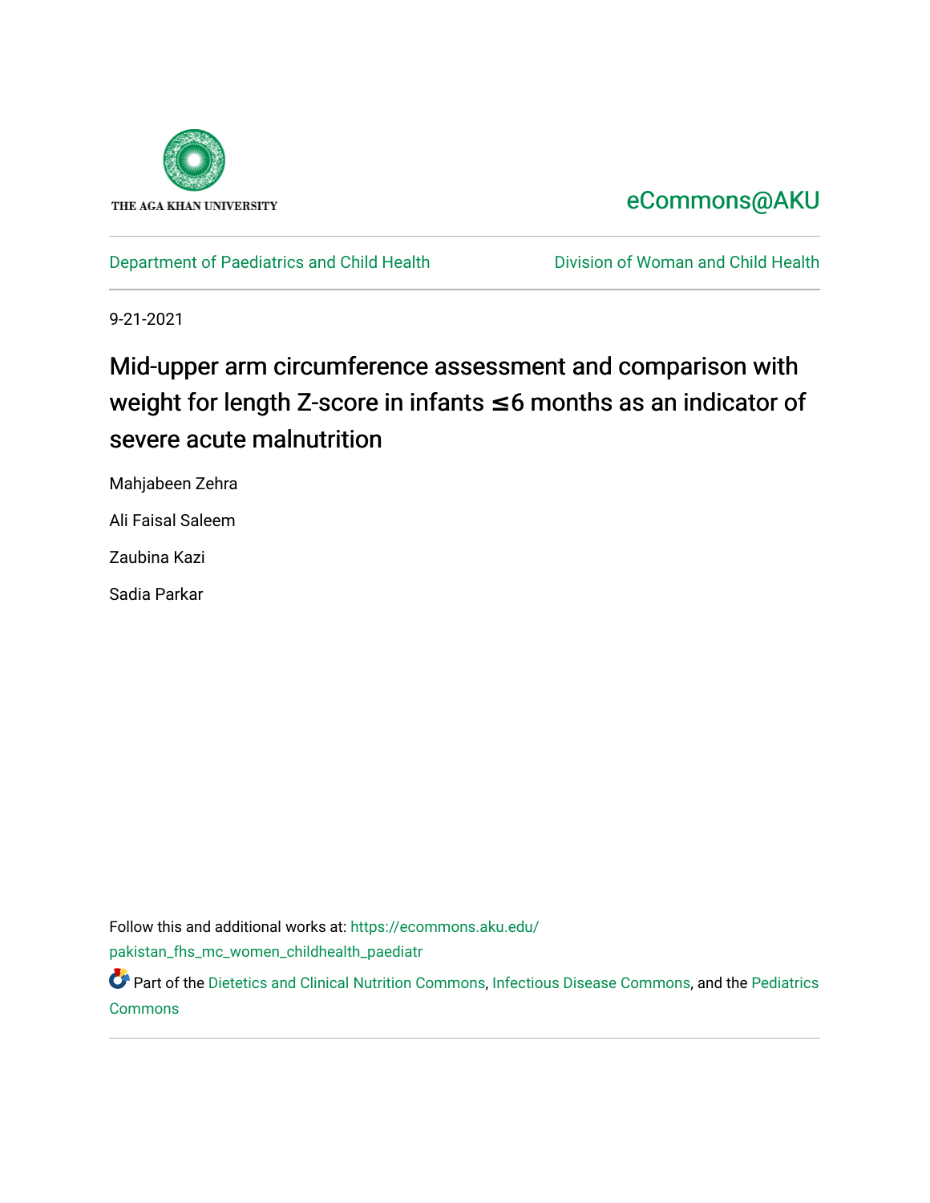THE AGA KHAN UNIVERSITY

eCommons@AKU

Department of Paediatrics and Child Health

Division of Woman and Child Health

9-21-2021

# Mid-upper arm circumference assessment and comparison with weight for length Z-score in infants ≤6 months as an indicator of severe acute malnutrition

Mahjabeen Zehra

Ali Faisal Saleem

Zaubina Kazi

Sadia Parkar

Follow this and additional works at: https://ecommons.aku.edu/pakistan_fhs_mc_women_childhealth_paediatr

Part of the Dietetics and Clinical Nutrition Commons, Infectious Disease Commons, and the Pediatrics Commons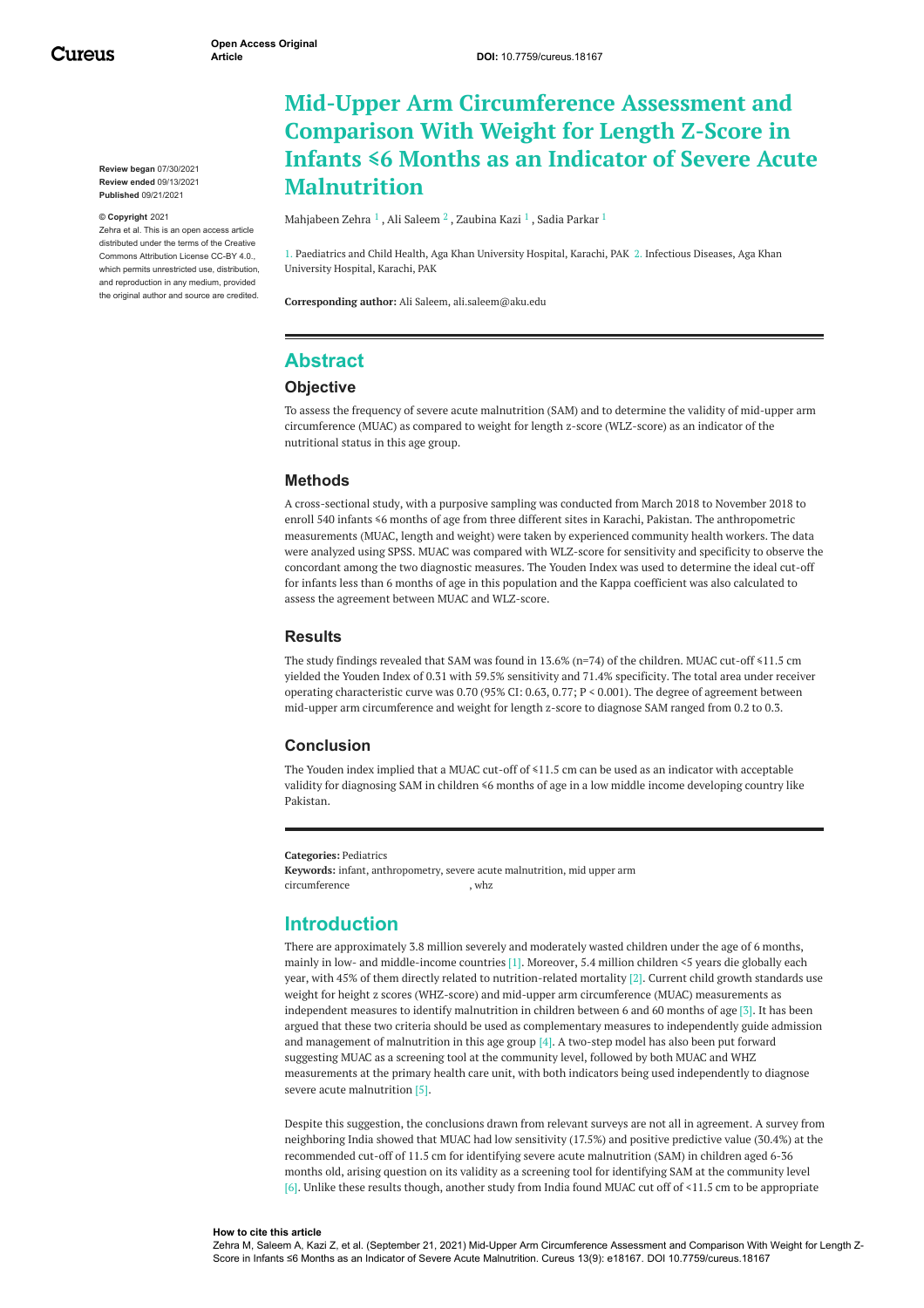# Mid-Upper Arm Circumference Assessment and Comparison With Weight for Length Z-Score in Infants ≤6 Months as an Indicator of Severe Acute Malnutrition

Mahjabeen Zehra [1] , Ali Saleem [2] , Zaubina Kazi [1] , Sadia Parkar [1]

1. Paediatrics and Child Health, Aga Khan University Hospital, Karachi, PAK 2. Infectious Diseases, Aga Khan University Hospital, Karachi, PAK

**Corresponding author:** Ali Saleem, ali.saleem@aku.edu

**Review began** 07/30/2021
**Review ended** 09/13/2021
**Published** 09/21/2021

**© Copyright** 2021
Zehra et al. This is an open access article distributed under the terms of the Creative Commons Attribution License CC-BY 4.0., which permits unrestricted use, distribution, and reproduction in any medium, provided the original author and source are credited.

## Abstract

### Objective

To assess the frequency of severe acute malnutrition (SAM) and to determine the validity of mid-upper arm circumference (MUAC) as compared to weight for length z-score (WLZ-score) as an indicator of the nutritional status in this age group.

### Methods

A cross-sectional study, with a purposive sampling was conducted from March 2018 to November 2018 to enroll 540 infants ≤6 months of age from three different sites in Karachi, Pakistan. The anthropometric measurements (MUAC, length and weight) were taken by experienced community health workers. The data were analyzed using SPSS. MUAC was compared with WLZ-score for sensitivity and specificity to observe the concordant among the two diagnostic measures. The Youden Index was used to determine the ideal cut-off for infants less than 6 months of age in this population and the Kappa coefficient was also calculated to assess the agreement between MUAC and WLZ-score.

### Results

The study findings revealed that SAM was found in 13.6% (n=74) of the children. MUAC cut-off ≤11.5 cm yielded the Youden Index of 0.31 with 59.5% sensitivity and 71.4% specificity. The total area under receiver operating characteristic curve was 0.70 (95% CI: 0.63, 0.77; P < 0.001). The degree of agreement between mid-upper arm circumference and weight for length z-score to diagnose SAM ranged from 0.2 to 0.3.

### Conclusion

The Youden index implied that a MUAC cut-off of ≤11.5 cm can be used as an indicator with acceptable validity for diagnosing SAM in children ≤6 months of age in a low middle income developing country like Pakistan.

**Categories:** Pediatrics
**Keywords:** infant, anthropometry, severe acute malnutrition, mid upper arm circumference, whz

## Introduction

There are approximately 3.8 million severely and moderately wasted children under the age of 6 months, mainly in low- and middle-income countries [1]. Moreover, 5.4 million children <5 years die globally each year, with 45% of them directly related to nutrition-related mortality [2]. Current child growth standards use weight for height z scores (WHZ-score) and mid-upper arm circumference (MUAC) measurements as independent measures to identify malnutrition in children between 6 and 60 months of age [3]. It has been argued that these two criteria should be used as complementary measures to independently guide admission and management of malnutrition in this age group [4]. A two-step model has also been put forward suggesting MUAC as a screening tool at the community level, followed by both MUAC and WHZ measurements at the primary health care unit, with both indicators being used independently to diagnose severe acute malnutrition [5].

Despite this suggestion, the conclusions drawn from relevant surveys are not all in agreement. A survey from neighboring India showed that MUAC had low sensitivity (17.5%) and positive predictive value (30.4%) at the recommended cut-off of 11.5 cm for identifying severe acute malnutrition (SAM) in children aged 6-36 months old, arising question on its validity as a screening tool for identifying SAM at the community level [6]. Unlike these results though, another study from India found MUAC cut off of <11.5 cm to be appropriate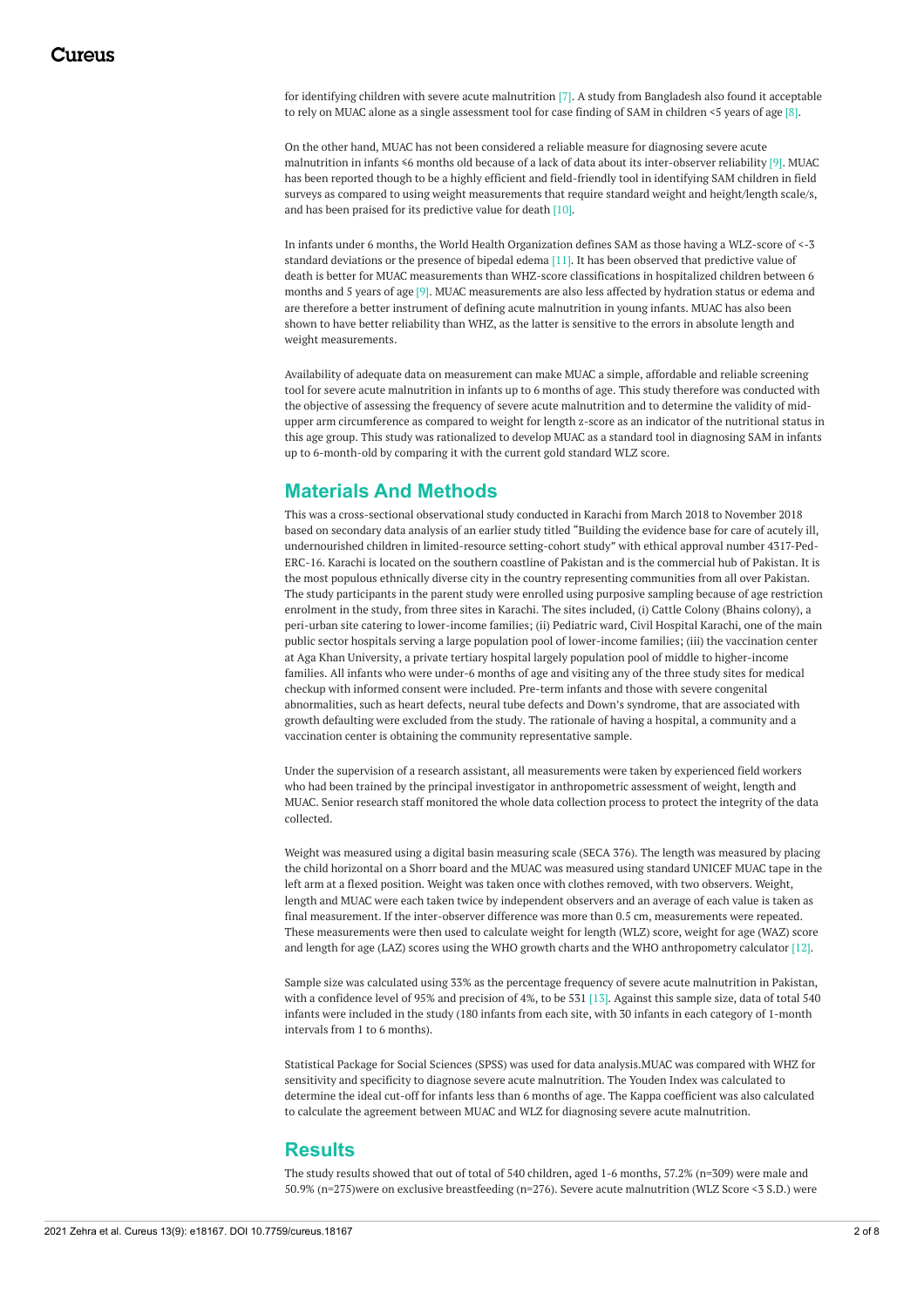for identifying children with severe acute malnutrition [7]. A study from Bangladesh also found it acceptable to rely on MUAC alone as a single assessment tool for case finding of SAM in children <5 years of age [8].

On the other hand, MUAC has not been considered a reliable measure for diagnosing severe acute malnutrition in infants ≤6 months old because of a lack of data about its inter-observer reliability [9]. MUAC has been reported though to be a highly efficient and field-friendly tool in identifying SAM children in field surveys as compared to using weight measurements that require standard weight and height/length scale/s, and has been praised for its predictive value for death [10].

In infants under 6 months, the World Health Organization defines SAM as those having a WLZ-score of <-3 standard deviations or the presence of bipedal edema [11]. It has been observed that predictive value of death is better for MUAC measurements than WHZ-score classifications in hospitalized children between 6 months and 5 years of age [9]. MUAC measurements are also less affected by hydration status or edema and are therefore a better instrument of defining acute malnutrition in young infants. MUAC has also been shown to have better reliability than WHZ, as the latter is sensitive to the errors in absolute length and weight measurements.

Availability of adequate data on measurement can make MUAC a simple, affordable and reliable screening tool for severe acute malnutrition in infants up to 6 months of age. This study therefore was conducted with the objective of assessing the frequency of severe acute malnutrition and to determine the validity of mid-upper arm circumference as compared to weight for length z-score as an indicator of the nutritional status in this age group. This study was rationalized to develop MUAC as a standard tool in diagnosing SAM in infants up to 6-month-old by comparing it with the current gold standard WLZ score.

## Materials And Methods

This was a cross-sectional observational study conducted in Karachi from March 2018 to November 2018 based on secondary data analysis of an earlier study titled "Building the evidence base for care of acutely ill, undernourished children in limited-resource setting-cohort study" with ethical approval number 4317-Ped-ERC-16. Karachi is located on the southern coastline of Pakistan and is the commercial hub of Pakistan. It is the most populous ethnically diverse city in the country representing communities from all over Pakistan. The study participants in the parent study were enrolled using purposive sampling because of age restriction enrolment in the study, from three sites in Karachi. The sites included, (i) Cattle Colony (Bhains colony), a peri-urban site catering to lower-income families; (ii) Pediatric ward, Civil Hospital Karachi, one of the main public sector hospitals serving a large population pool of lower-income families; (iii) the vaccination center at Aga Khan University, a private tertiary hospital largely population pool of middle to higher-income families. All infants who were under-6 months of age and visiting any of the three study sites for medical checkup with informed consent were included. Pre-term infants and those with severe congenital abnormalities, such as heart defects, neural tube defects and Down's syndrome, that are associated with growth defaulting were excluded from the study. The rationale of having a hospital, a community and a vaccination center is obtaining the community representative sample.

Under the supervision of a research assistant, all measurements were taken by experienced field workers who had been trained by the principal investigator in anthropometric assessment of weight, length and MUAC. Senior research staff monitored the whole data collection process to protect the integrity of the data collected.

Weight was measured using a digital basin measuring scale (SECA 376). The length was measured by placing the child horizontal on a Shorr board and the MUAC was measured using standard UNICEF MUAC tape in the left arm at a flexed position. Weight was taken once with clothes removed, with two observers. Weight, length and MUAC were each taken twice by independent observers and an average of each value is taken as final measurement. If the inter-observer difference was more than 0.5 cm, measurements were repeated. These measurements were then used to calculate weight for length (WLZ) score, weight for age (WAZ) score and length for age (LAZ) scores using the WHO growth charts and the WHO anthropometry calculator [12].

Sample size was calculated using 33% as the percentage frequency of severe acute malnutrition in Pakistan, with a confidence level of 95% and precision of 4%, to be 531 [13]. Against this sample size, data of total 540 infants were included in the study (180 infants from each site, with 30 infants in each category of 1-month intervals from 1 to 6 months).

Statistical Package for Social Sciences (SPSS) was used for data analysis.MUAC was compared with WHZ for sensitivity and specificity to diagnose severe acute malnutrition. The Youden Index was calculated to determine the ideal cut-off for infants less than 6 months of age. The Kappa coefficient was also calculated to calculate the agreement between MUAC and WLZ for diagnosing severe acute malnutrition.

## Results

The study results showed that out of total of 540 children, aged 1-6 months, 57.2% (n=309) were male and 50.9% (n=275)were on exclusive breastfeeding (n=276). Severe acute malnutrition (WLZ Score <3 S.D.) were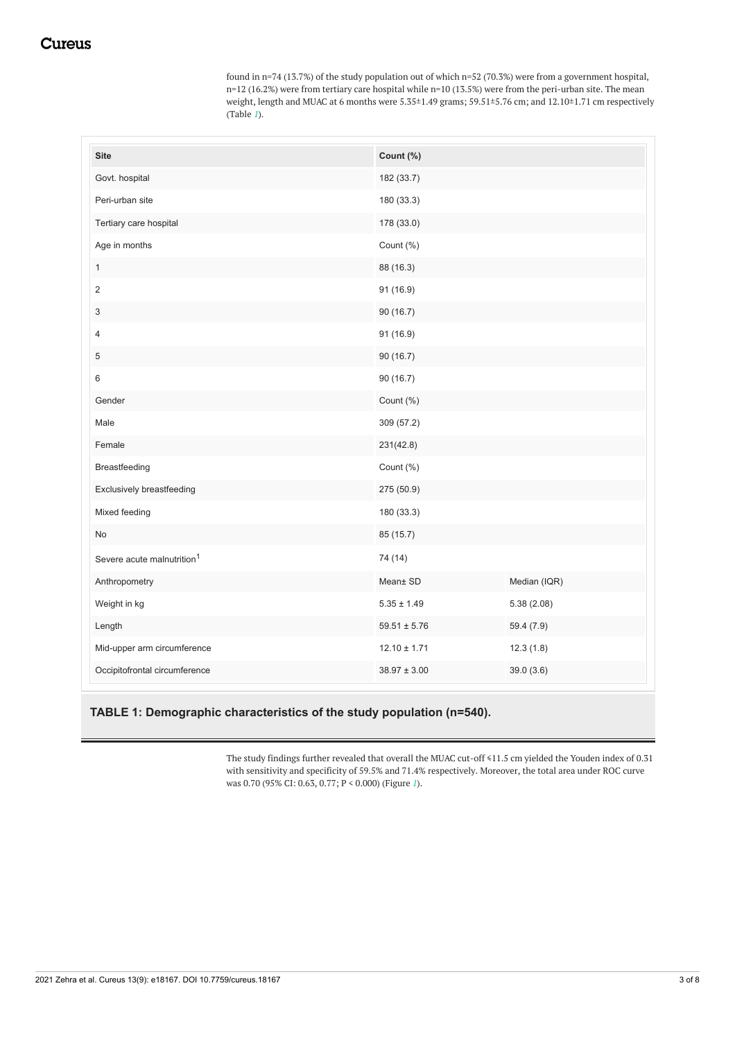found in n=74 (13.7%) of the study population out of which n=52 (70.3%) were from a government hospital, n=12 (16.2%) were from tertiary care hospital while n=10 (13.5%) were from the peri-urban site. The mean weight, length and MUAC at 6 months were 5.35±1.49 grams; 59.51±5.76 cm; and 12.10±1.71 cm respectively (Table 1).

| Site | Count (%) | |
|---|---|---|
| Govt. hospital | 182 (33.7) | |
| Peri-urban site | 180 (33.3) | |
| Tertiary care hospital | 178 (33.0) | |
| Age in months | Count (%) | |
| 1 | 88 (16.3) | |
| 2 | 91 (16.9) | |
| 3 | 90 (16.7) | |
| 4 | 91 (16.9) | |
| 5 | 90 (16.7) | |
| 6 | 90 (16.7) | |
| Gender | Count (%) | |
| Male | 309 (57.2) | |
| Female | 231(42.8) | |
| Breastfeeding | Count (%) | |
| Exclusively breastfeeding | 275 (50.9) | |
| Mixed feeding | 180 (33.3) | |
| No | 85 (15.7) | |
| Severe acute malnutrition[1] | 74 (14) | |
| Anthropometry | Mean± SD | Median (IQR) |
| Weight in kg | 5.35 ± 1.49 | 5.38 (2.08) |
| Length | 59.51 ± 5.76 | 59.4 (7.9) |
| Mid-upper arm circumference | 12.10 ± 1.71 | 12.3 (1.8) |
| Occipitofrontal circumference | 38.97 ± 3.00 | 39.0 (3.6) |

**TABLE 1: Demographic characteristics of the study population (n=540).**

The study findings further revealed that overall the MUAC cut-off ≤11.5 cm yielded the Youden index of 0.31 with sensitivity and specificity of 59.5% and 71.4% respectively. Moreover, the total area under ROC curve was 0.70 (95% CI: 0.63, 0.77; P < 0.000) (Figure 1).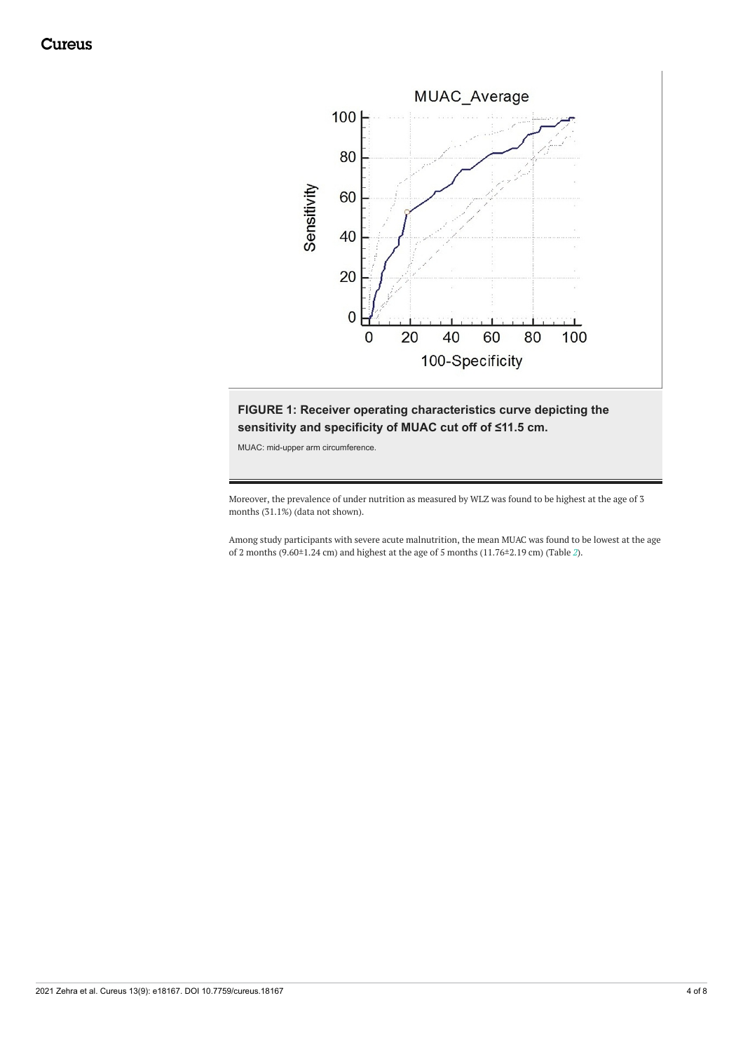FIGURE 1: Receiver operating characteristics curve depicting the sensitivity and specificity of MUAC cut off of ≤11.5 cm.

MUAC: mid-upper arm circumference.

Moreover, the prevalence of under nutrition as measured by WLZ was found to be highest at the age of 3 months (31.1%) (data not shown).

Among study participants with severe acute malnutrition, the mean MUAC was found to be lowest at the age of 2 months (9.60±1.24 cm) and highest at the age of 5 months (11.76±2.19 cm) (Table 2).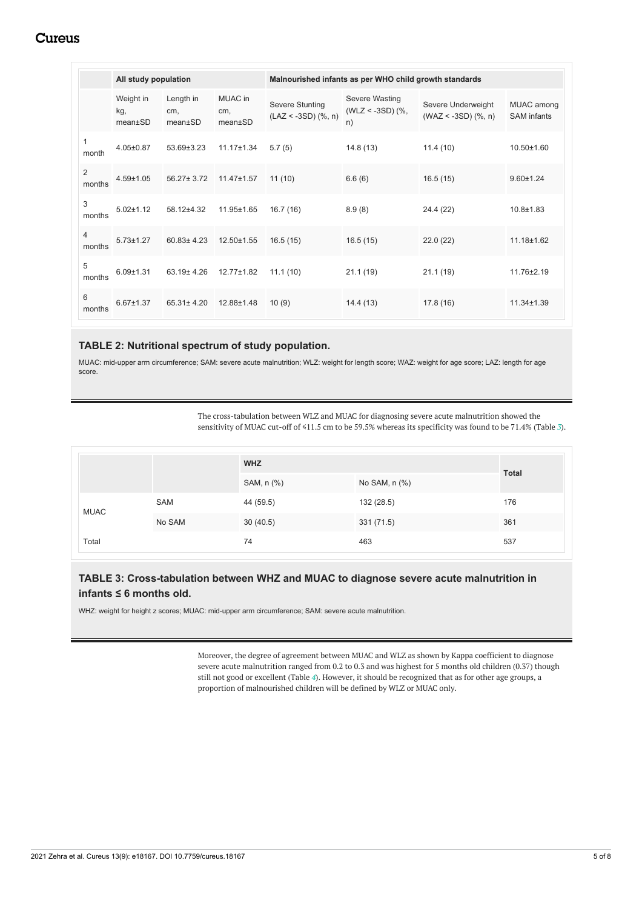| | All study population | | | Malnourished infants as per WHO child growth standards | | | |
|---|---|---|---|---|---|---|---|
| | Weight in kg, mean±SD | Length in cm, mean±SD | MUAC in cm, mean±SD | Severe Stunting (LAZ < -3SD) (%, n) | Severe Wasting (WLZ < -3SD) (%, n) | Severe Underweight (WAZ < -3SD) (%, n) | MUAC among SAM infants |
| 1 month | 4.05±0.87 | 53.69±3.23 | 11.17±1.34 | 5.7 (5) | 14.8 (13) | 11.4 (10) | 10.50±1.60 |
| 2 months | 4.59±1.05 | 56.27± 3.72 | 11.47±1.57 | 11 (10) | 6.6 (6) | 16.5 (15) | 9.60±1.24 |
| 3 months | 5.02±1.12 | 58.12±4.32 | 11.95±1.65 | 16.7 (16) | 8.9 (8) | 24.4 (22) | 10.8±1.83 |
| 4 months | 5.73±1.27 | 60.83± 4.23 | 12.50±1.55 | 16.5 (15) | 16.5 (15) | 22.0 (22) | 11.18±1.62 |
| 5 months | 6.09±1.31 | 63.19± 4.26 | 12.77±1.82 | 11.1 (10) | 21.1 (19) | 21.1 (19) | 11.76±2.19 |
| 6 months | 6.67±1.37 | 65.31± 4.20 | 12.88±1.48 | 10 (9) | 14.4 (13) | 17.8 (16) | 11.34±1.39 |

**TABLE 2: Nutritional spectrum of study population.**

MUAC: mid-upper arm circumference; SAM: severe acute malnutrition; WLZ: weight for length score; WAZ: weight for age score; LAZ: length for age score.

The cross-tabulation between WLZ and MUAC for diagnosing severe acute malnutrition showed the sensitivity of MUAC cut-off of ≤11.5 cm to be 59.5% whereas its specificity was found to be 71.4% (Table 3).

| | | WHZ | | Total |
|---|---|---|---|---|
| | | SAM, n (%) | No SAM, n (%) | |
| MUAC | SAM | 44 (59.5) | 132 (28.5) | 176 |
| | No SAM | 30 (40.5) | 331 (71.5) | 361 |
| Total | | 74 | 463 | 537 |

**TABLE 3: Cross-tabulation between WHZ and MUAC to diagnose severe acute malnutrition in infants ≤ 6 months old.**

WHZ: weight for height z scores; MUAC: mid-upper arm circumference; SAM: severe acute malnutrition.

Moreover, the degree of agreement between MUAC and WLZ as shown by Kappa coefficient to diagnose severe acute malnutrition ranged from 0.2 to 0.3 and was highest for 5 months old children (0.37) though still not good or excellent (Table 4). However, it should be recognized that as for other age groups, a proportion of malnourished children will be defined by WLZ or MUAC only.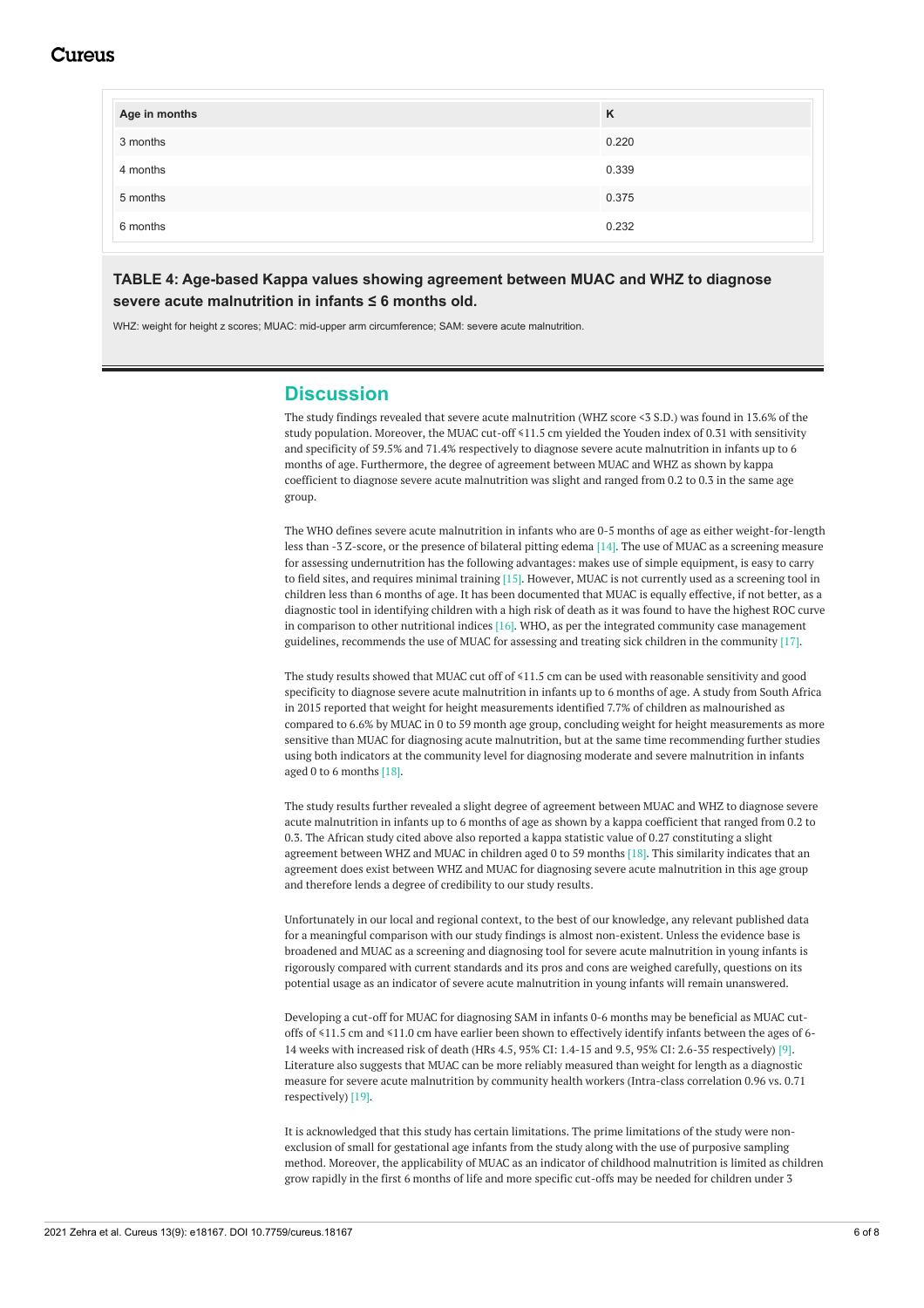| Age in months | K |
|---|---|
| 3 months | 0.220 |
| 4 months | 0.339 |
| 5 months | 0.375 |
| 6 months | 0.232 |

**TABLE 4: Age-based Kappa values showing agreement between MUAC and WHZ to diagnose severe acute malnutrition in infants ≤ 6 months old.**

WHZ: weight for height z scores; MUAC: mid-upper arm circumference; SAM: severe acute malnutrition.

## Discussion

The study findings revealed that severe acute malnutrition (WHZ score <3 S.D.) was found in 13.6% of the study population. Moreover, the MUAC cut-off ≤11.5 cm yielded the Youden index of 0.31 with sensitivity and specificity of 59.5% and 71.4% respectively to diagnose severe acute malnutrition in infants up to 6 months of age. Furthermore, the degree of agreement between MUAC and WHZ as shown by kappa coefficient to diagnose severe acute malnutrition was slight and ranged from 0.2 to 0.3 in the same age group.

The WHO defines severe acute malnutrition in infants who are 0-5 months of age as either weight-for-length less than -3 Z-score, or the presence of bilateral pitting edema [14]. The use of MUAC as a screening measure for assessing undernutrition has the following advantages: makes use of simple equipment, is easy to carry to field sites, and requires minimal training [15]. However, MUAC is not currently used as a screening tool in children less than 6 months of age. It has been documented that MUAC is equally effective, if not better, as a diagnostic tool in identifying children with a high risk of death as it was found to have the highest ROC curve in comparison to other nutritional indices [16]. WHO, as per the integrated community case management guidelines, recommends the use of MUAC for assessing and treating sick children in the community [17].

The study results showed that MUAC cut off of ≤11.5 cm can be used with reasonable sensitivity and good specificity to diagnose severe acute malnutrition in infants up to 6 months of age. A study from South Africa in 2015 reported that weight for height measurements identified 7.7% of children as malnourished as compared to 6.6% by MUAC in 0 to 59 month age group, concluding weight for height measurements as more sensitive than MUAC for diagnosing acute malnutrition, but at the same time recommending further studies using both indicators at the community level for diagnosing moderate and severe malnutrition in infants aged 0 to 6 months [18].

The study results further revealed a slight degree of agreement between MUAC and WHZ to diagnose severe acute malnutrition in infants up to 6 months of age as shown by a kappa coefficient that ranged from 0.2 to 0.3. The African study cited above also reported a kappa statistic value of 0.27 constituting a slight agreement between WHZ and MUAC in children aged 0 to 59 months [18]. This similarity indicates that an agreement does exist between WHZ and MUAC for diagnosing severe acute malnutrition in this age group and therefore lends a degree of credibility to our study results.

Unfortunately in our local and regional context, to the best of our knowledge, any relevant published data for a meaningful comparison with our study findings is almost non-existent. Unless the evidence base is broadened and MUAC as a screening and diagnosing tool for severe acute malnutrition in young infants is rigorously compared with current standards and its pros and cons are weighed carefully, questions on its potential usage as an indicator of severe acute malnutrition in young infants will remain unanswered.

Developing a cut-off for MUAC for diagnosing SAM in infants 0-6 months may be beneficial as MUAC cut-offs of ≤11.5 cm and ≤11.0 cm have earlier been shown to effectively identify infants between the ages of 6-14 weeks with increased risk of death (HRs 4.5, 95% CI: 1.4-15 and 9.5, 95% CI: 2.6-35 respectively) [9]. Literature also suggests that MUAC can be more reliably measured than weight for length as a diagnostic measure for severe acute malnutrition by community health workers (Intra-class correlation 0.96 vs. 0.71 respectively) [19].

It is acknowledged that this study has certain limitations. The prime limitations of the study were non-exclusion of small for gestational age infants from the study along with the use of purposive sampling method. Moreover, the applicability of MUAC as an indicator of childhood malnutrition is limited as children grow rapidly in the first 6 months of life and more specific cut-offs may be needed for children under 3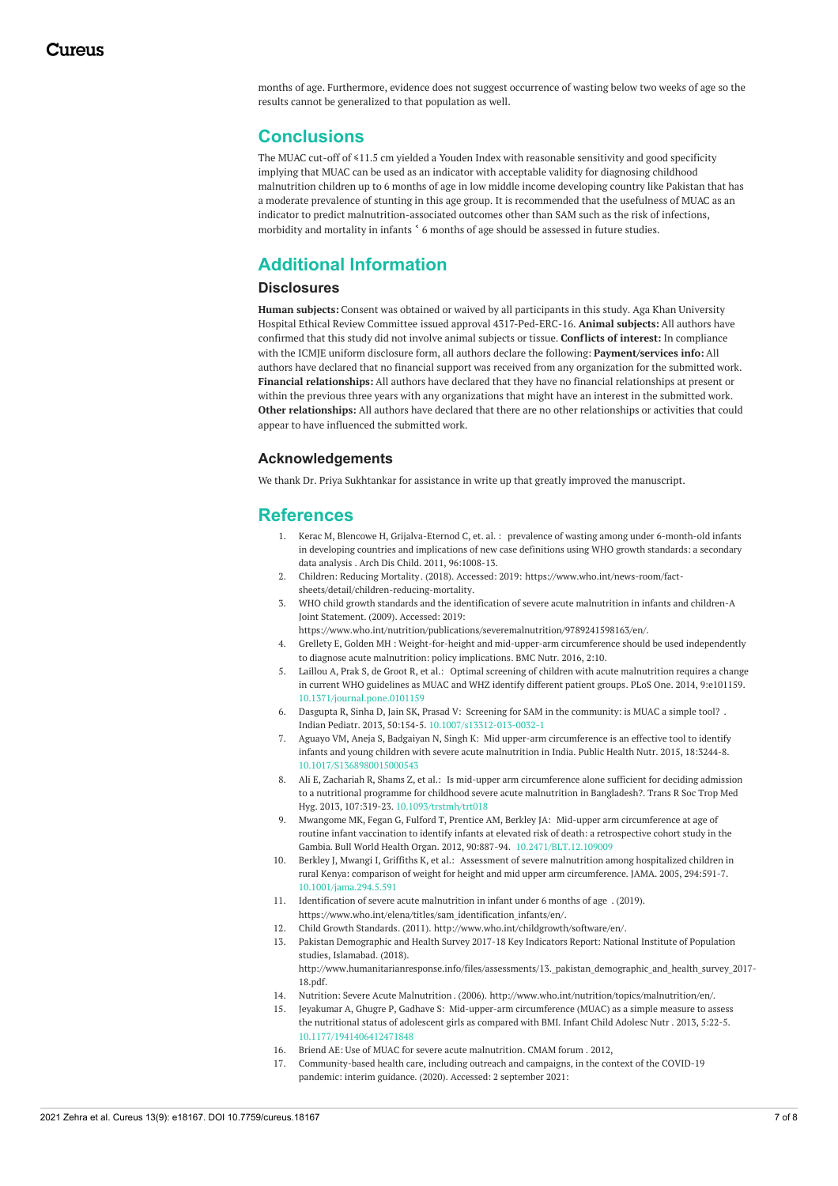months of age. Furthermore, evidence does not suggest occurrence of wasting below two weeks of age so the results cannot be generalized to that population as well.

## Conclusions

The MUAC cut-off of ≤11.5 cm yielded a Youden Index with reasonable sensitivity and good specificity implying that MUAC can be used as an indicator with acceptable validity for diagnosing childhood malnutrition children up to 6 months of age in low middle income developing country like Pakistan that has a moderate prevalence of stunting in this age group. It is recommended that the usefulness of MUAC as an indicator to predict malnutrition-associated outcomes other than SAM such as the risk of infections, morbidity and mortality in infants ˂ 6 months of age should be assessed in future studies.

## Additional Information

### Disclosures

**Human subjects:** Consent was obtained or waived by all participants in this study. Aga Khan University Hospital Ethical Review Committee issued approval 4317-Ped-ERC-16. **Animal subjects:** All authors have confirmed that this study did not involve animal subjects or tissue. **Conflicts of interest:** In compliance with the ICMJE uniform disclosure form, all authors declare the following: **Payment/services info:** All authors have declared that no financial support was received from any organization for the submitted work. **Financial relationships:** All authors have declared that they have no financial relationships at present or within the previous three years with any organizations that might have an interest in the submitted work. **Other relationships:** All authors have declared that there are no other relationships or activities that could appear to have influenced the submitted work.

### Acknowledgements

We thank Dr. Priya Sukhtankar for assistance in write up that greatly improved the manuscript.

## References

1. Kerac M, Blencowe H, Grijalva-Eternod C, et. al. : prevalence of wasting among under 6-month-old infants in developing countries and implications of new case definitions using WHO growth standards: a secondary data analysis . Arch Dis Child. 2011, 96:1008-13.
2. Children: Reducing Mortality. (2018). Accessed: 2019: https://www.who.int/news-room/fact-sheets/detail/children-reducing-mortality.
3. WHO child growth standards and the identification of severe acute malnutrition in infants and children-A Joint Statement. (2009). Accessed: 2019: https://www.who.int/nutrition/publications/severemalnutrition/9789241598163/en/.
4. Grellety E, Golden MH : Weight-for-height and mid-upper-arm circumference should be used independently to diagnose acute malnutrition: policy implications. BMC Nutr. 2016, 2:10.
5. Laillou A, Prak S, de Groot R, et al.: Optimal screening of children with acute malnutrition requires a change in current WHO guidelines as MUAC and WHZ identify different patient groups. PLoS One. 2014, 9:e101159. 10.1371/journal.pone.0101159
6. Dasgupta R, Sinha D, Jain SK, Prasad V: Screening for SAM in the community: is MUAC a simple tool? . Indian Pediatr. 2013, 50:154-5. 10.1007/s13312-013-0032-1
7. Aguayo VM, Aneja S, Badgaiyan N, Singh K: Mid upper-arm circumference is an effective tool to identify infants and young children with severe acute malnutrition in India. Public Health Nutr. 2015, 18:3244-8. 10.1017/S1368980015000543
8. Ali E, Zachariah R, Shams Z, et al.: Is mid-upper arm circumference alone sufficient for deciding admission to a nutritional programme for childhood severe acute malnutrition in Bangladesh?. Trans R Soc Trop Med Hyg. 2013, 107:319-23. 10.1093/trstmh/trt018
9. Mwangome MK, Fegan G, Fulford T, Prentice AM, Berkley JA: Mid-upper arm circumference at age of routine infant vaccination to identify infants at elevated risk of death: a retrospective cohort study in the Gambia. Bull World Health Organ. 2012, 90:887-94. 10.2471/BLT.12.109009
10. Berkley J, Mwangi I, Griffiths K, et al.: Assessment of severe malnutrition among hospitalized children in rural Kenya: comparison of weight for height and mid upper arm circumference. JAMA. 2005, 294:591-7. 10.1001/jama.294.5.591
11. Identification of severe acute malnutrition in infant under 6 months of age . (2019). https://www.who.int/elena/titles/sam_identification_infants/en/.
12. Child Growth Standards. (2011). http://www.who.int/childgrowth/software/en/.
13. Pakistan Demographic and Health Survey 2017-18 Key Indicators Report: National Institute of Population studies, Islamabad. (2018). http://www.humanitarianresponse.info/files/assessments/13._pakistan_demographic_and_health_survey_2017-18.pdf.
14. Nutrition: Severe Acute Malnutrition . (2006). http://www.who.int/nutrition/topics/malnutrition/en/.
15. Jeyakumar A, Ghugre P, Gadhave S: Mid-upper-arm circumference (MUAC) as a simple measure to assess the nutritional status of adolescent girls as compared with BMI. Infant Child Adolesc Nutr . 2013, 5:22-5. 10.1177/1941406412471848
16. Briend AE: Use of MUAC for severe acute malnutrition. CMAM forum . 2012,
17. Community-based health care, including outreach and campaigns, in the context of the COVID-19 pandemic: interim guidance. (2020). Accessed: 2 september 2021: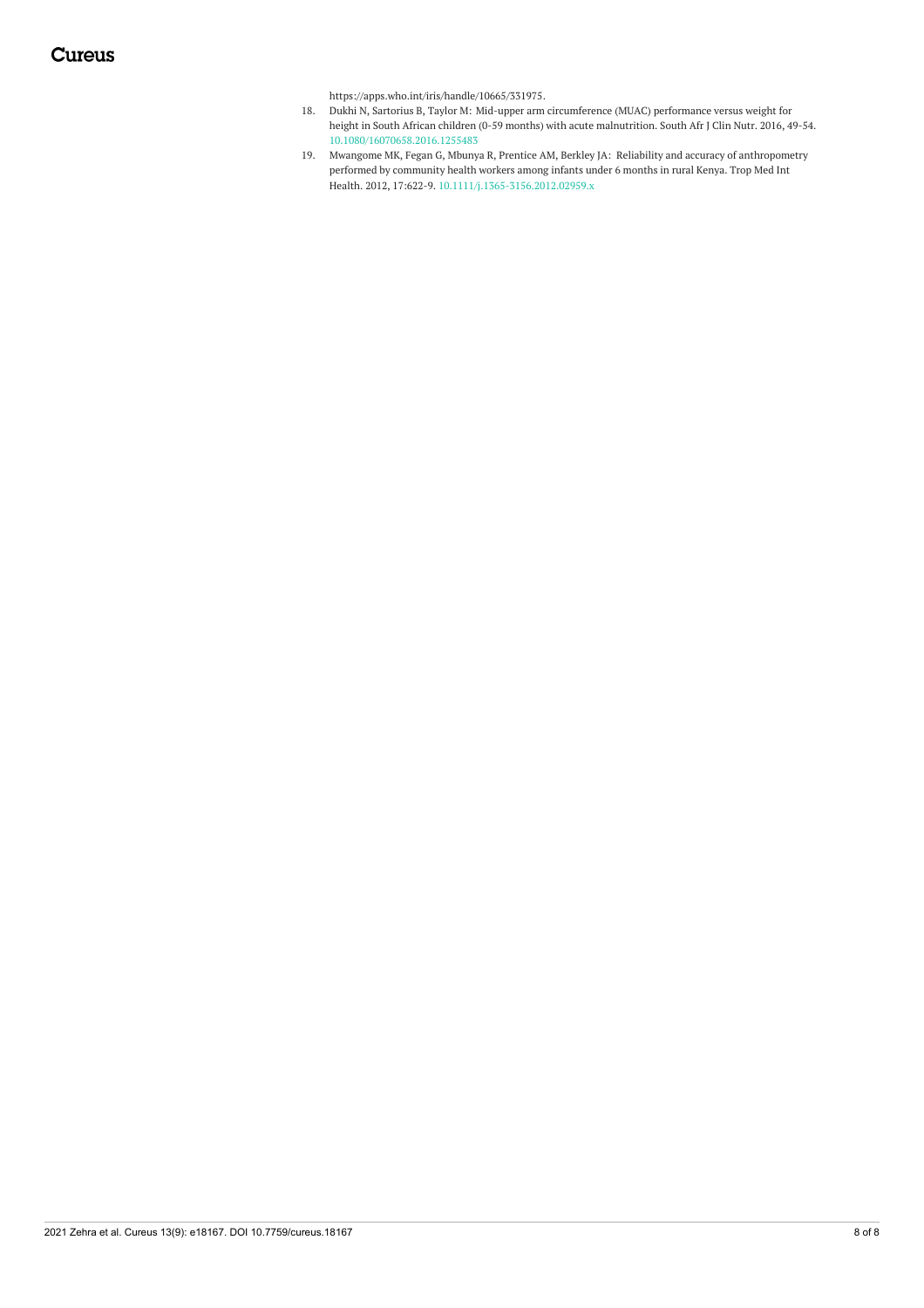https://apps.who.int/iris/handle/10665/331975.

18. Dukhi N, Sartorius B, Taylor M: Mid-upper arm circumference (MUAC) performance versus weight for height in South African children (0-59 months) with acute malnutrition. South Afr J Clin Nutr. 2016, 49-54. 10.1080/16070658.2016.1255483
19. Mwangome MK, Fegan G, Mbunya R, Prentice AM, Berkley JA: Reliability and accuracy of anthropometry performed by community health workers among infants under 6 months in rural Kenya. Trop Med Int Health. 2012, 17:622-9. 10.1111/j.1365-3156.2012.02959.x